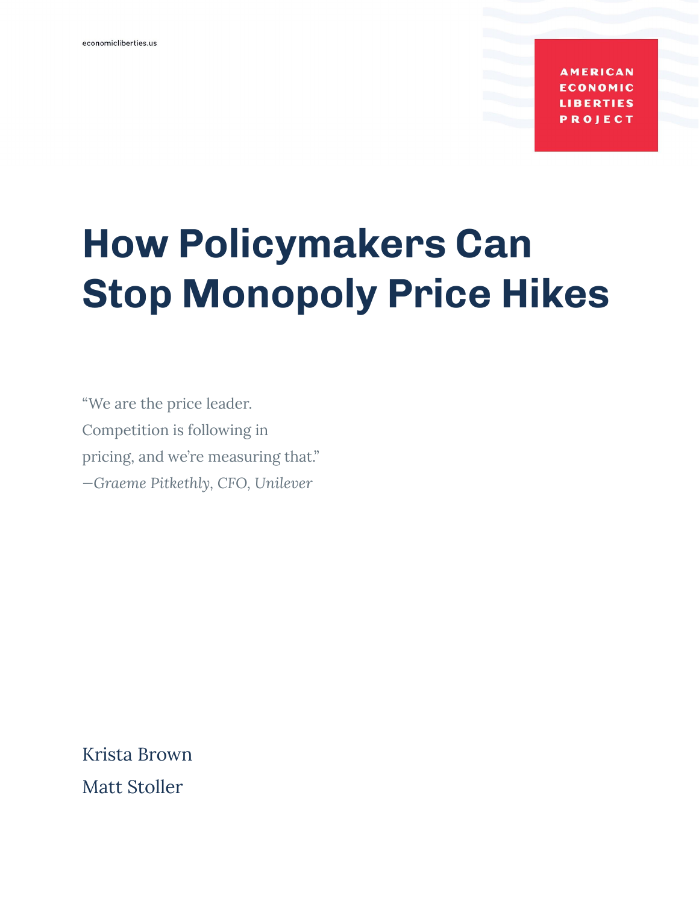economicliberties.us

AMERICAN ECONOMIC LIBERTIES PROJECT

# How Policymakers Can Stop Monopoly Price Hikes

"We are the price leader. Competition is following in pricing, and we're measuring that."
—*Graeme Pitkethly*, CFO, *Unilever*

Krista Brown

Matt Stoller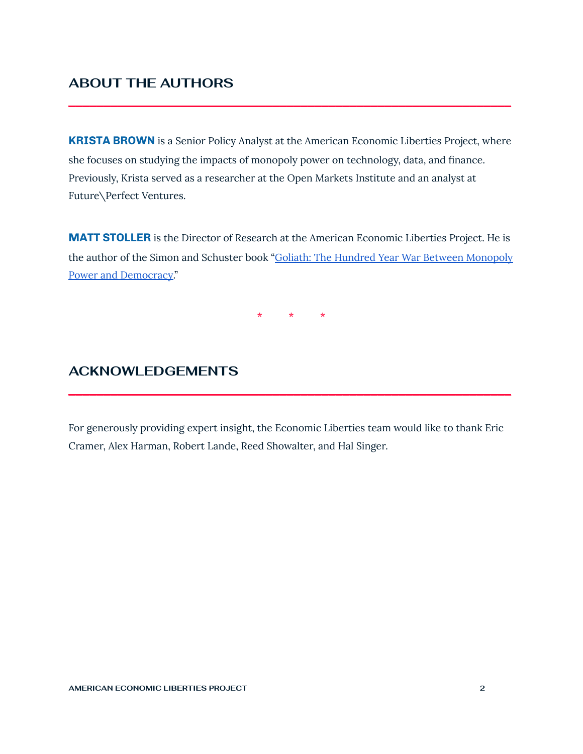## ABOUT THE AUTHORS

**KRISTA BROWN** is a Senior Policy Analyst at the American Economic Liberties Project, where she focuses on studying the impacts of monopoly power on technology, data, and finance. Previously, Krista served as a researcher at the Open Markets Institute and an analyst at Future\Perfect Ventures.

**MATT STOLLER** is the Director of Research at the American Economic Liberties Project. He is the author of the Simon and Schuster book "Goliath: The Hundred Year War Between Monopoly Power and Democracy."

\* \* \*

## ACKNOWLEDGEMENTS

For generously providing expert insight, the Economic Liberties team would like to thank Eric Cramer, Alex Harman, Robert Lande, Reed Showalter, and Hal Singer.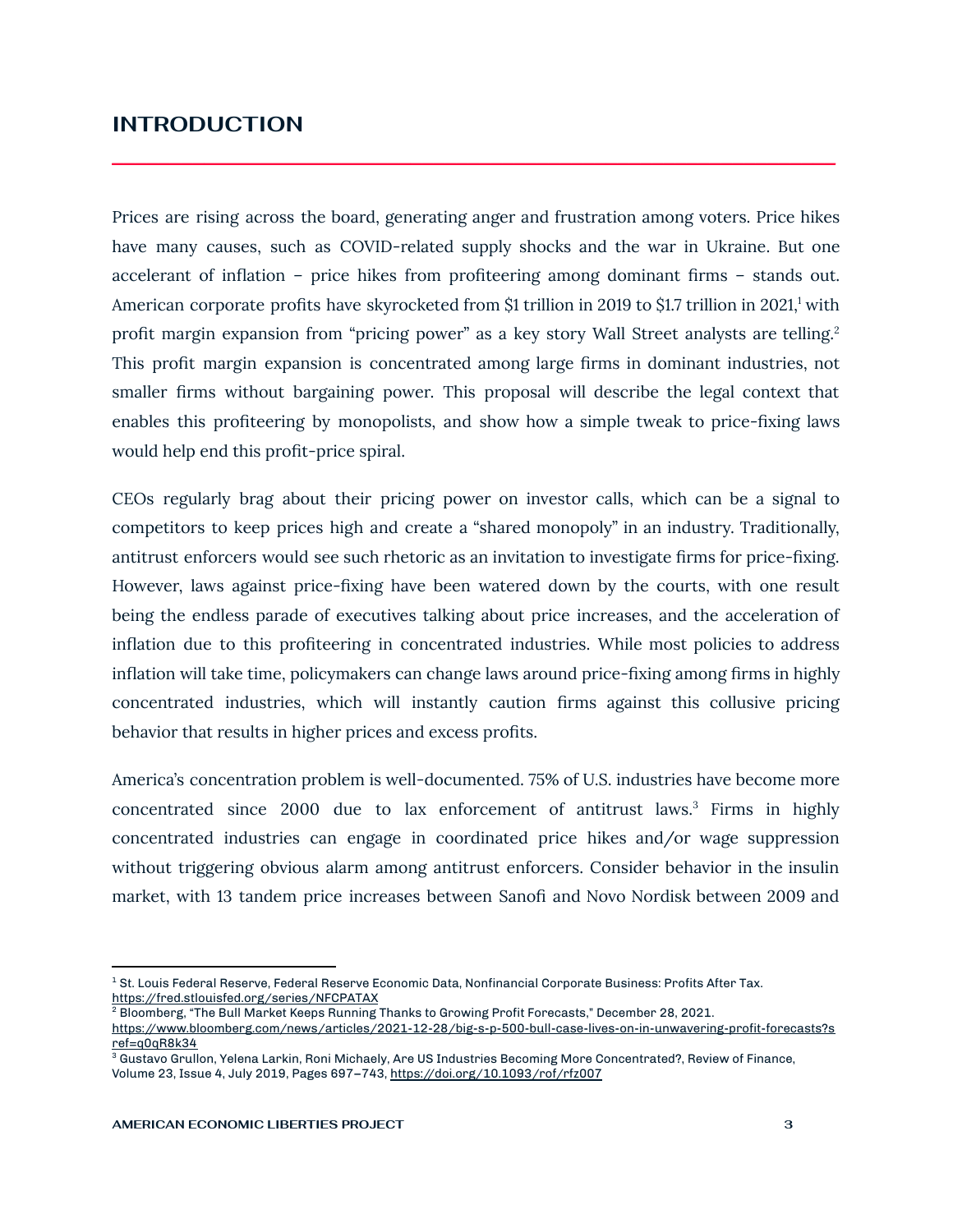## INTRODUCTION

Prices are rising across the board, generating anger and frustration among voters. Price hikes have many causes, such as COVID-related supply shocks and the war in Ukraine. But one accelerant of inflation – price hikes from profiteering among dominant firms – stands out. American corporate profits have skyrocketed from $1 trillion in 2019 to $1.7 trillion in 2021,[1] with profit margin expansion from "pricing power" as a key story Wall Street analysts are telling.[2] This profit margin expansion is concentrated among large firms in dominant industries, not smaller firms without bargaining power. This proposal will describe the legal context that enables this profiteering by monopolists, and show how a simple tweak to price-fixing laws would help end this profit-price spiral.

CEOs regularly brag about their pricing power on investor calls, which can be a signal to competitors to keep prices high and create a "shared monopoly" in an industry. Traditionally, antitrust enforcers would see such rhetoric as an invitation to investigate firms for price-fixing. However, laws against price-fixing have been watered down by the courts, with one result being the endless parade of executives talking about price increases, and the acceleration of inflation due to this profiteering in concentrated industries. While most policies to address inflation will take time, policymakers can change laws around price-fixing among firms in highly concentrated industries, which will instantly caution firms against this collusive pricing behavior that results in higher prices and excess profits.

America's concentration problem is well-documented. 75% of U.S. industries have become more concentrated since 2000 due to lax enforcement of antitrust laws.[3] Firms in highly concentrated industries can engage in coordinated price hikes and/or wage suppression without triggering obvious alarm among antitrust enforcers. Consider behavior in the insulin market, with 13 tandem price increases between Sanofi and Novo Nordisk between 2009 and

---

[1] St. Louis Federal Reserve, Federal Reserve Economic Data, Nonfinancial Corporate Business: Profits After Tax. https://fred.stlouisfed.org/series/NFCPATAX

[2] Bloomberg, "The Bull Market Keeps Running Thanks to Growing Profit Forecasts," December 28, 2021. https://www.bloomberg.com/news/articles/2021-12-28/big-s-p-500-bull-case-lives-on-in-unwavering-profit-forecasts?sref=q0qR8k34

[3] Gustavo Grullon, Yelena Larkin, Roni Michaely, Are US Industries Becoming More Concentrated?, Review of Finance, Volume 23, Issue 4, July 2019, Pages 697–743, https://doi.org/10.1093/rof/rfz007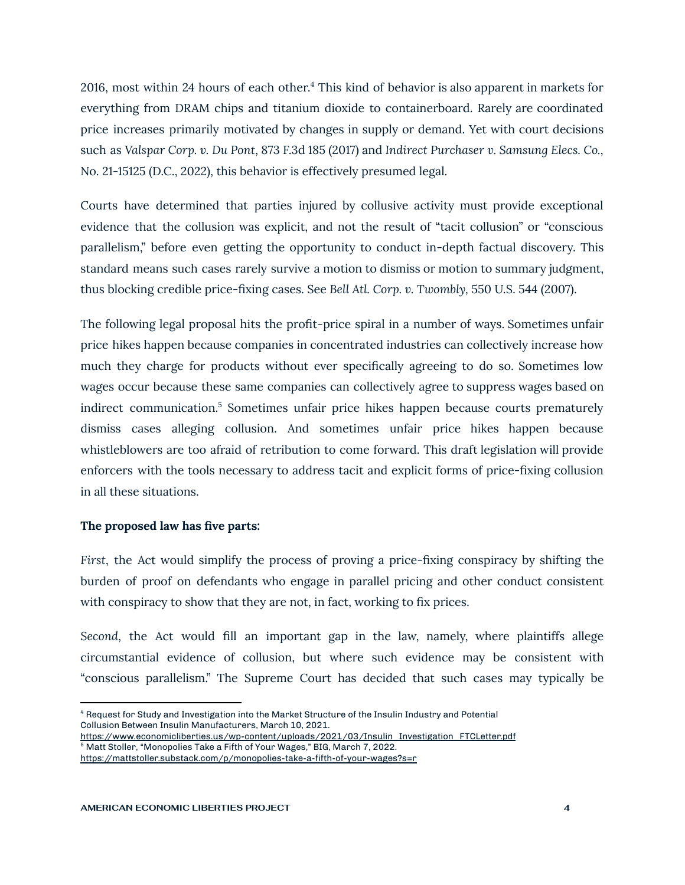2016, most within 24 hours of each other.[4] This kind of behavior is also apparent in markets for everything from DRAM chips and titanium dioxide to containerboard. Rarely are coordinated price increases primarily motivated by changes in supply or demand. Yet with court decisions such as *Valspar Corp. v. Du Pont*, 873 F.3d 185 (2017) and *Indirect Purchaser v. Samsung Elecs. Co.*, No. 21-15125 (D.C., 2022), this behavior is effectively presumed legal.

Courts have determined that parties injured by collusive activity must provide exceptional evidence that the collusion was explicit, and not the result of "tacit collusion" or "conscious parallelism," before even getting the opportunity to conduct in-depth factual discovery. This standard means such cases rarely survive a motion to dismiss or motion to summary judgment, thus blocking credible price-fixing cases. See *Bell Atl. Corp. v. Twombly*, 550 U.S. 544 (2007).

The following legal proposal hits the profit-price spiral in a number of ways. Sometimes unfair price hikes happen because companies in concentrated industries can collectively increase how much they charge for products without ever specifically agreeing to do so. Sometimes low wages occur because these same companies can collectively agree to suppress wages based on indirect communication.[5] Sometimes unfair price hikes happen because courts prematurely dismiss cases alleging collusion. And sometimes unfair price hikes happen because whistleblowers are too afraid of retribution to come forward. This draft legislation will provide enforcers with the tools necessary to address tacit and explicit forms of price-fixing collusion in all these situations.

**The proposed law has five parts:**

*First*, the Act would simplify the process of proving a price-fixing conspiracy by shifting the burden of proof on defendants who engage in parallel pricing and other conduct consistent with conspiracy to show that they are not, in fact, working to fix prices.

*Second*, the Act would fill an important gap in the law, namely, where plaintiffs allege circumstantial evidence of collusion, but where such evidence may be consistent with "conscious parallelism." The Supreme Court has decided that such cases may typically be

---

[4] Request for Study and Investigation into the Market Structure of the Insulin Industry and Potential Collusion Between Insulin Manufacturers, March 10, 2021. https://www.economicliberties.us/wp-content/uploads/2021/03/Insulin_Investigation_FTCLetter.pdf

[5] Matt Stoller, "Monopolies Take a Fifth of Your Wages," BIG, March 7, 2022. https://mattstoller.substack.com/p/monopolies-take-a-fifth-of-your-wages?s=r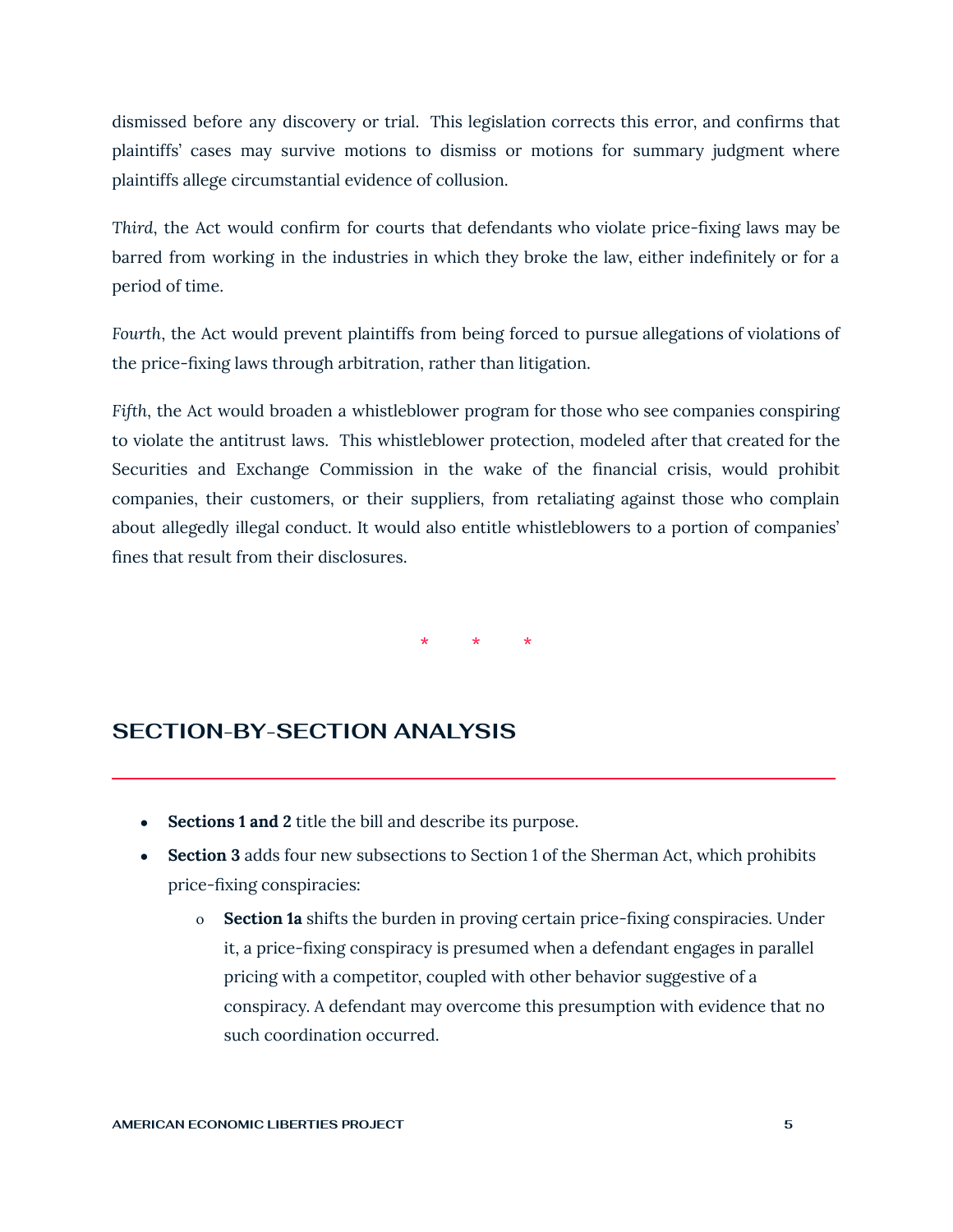dismissed before any discovery or trial. This legislation corrects this error, and confirms that plaintiffs' cases may survive motions to dismiss or motions for summary judgment where plaintiffs allege circumstantial evidence of collusion.

*Third*, the Act would confirm for courts that defendants who violate price-fixing laws may be barred from working in the industries in which they broke the law, either indefinitely or for a period of time.

*Fourth*, the Act would prevent plaintiffs from being forced to pursue allegations of violations of the price-fixing laws through arbitration, rather than litigation.

*Fifth*, the Act would broaden a whistleblower program for those who see companies conspiring to violate the antitrust laws. This whistleblower protection, modeled after that created for the Securities and Exchange Commission in the wake of the financial crisis, would prohibit companies, their customers, or their suppliers, from retaliating against those who complain about allegedly illegal conduct. It would also entitle whistleblowers to a portion of companies' fines that result from their disclosures.

\* \* \*

## SECTION-BY-SECTION ANALYSIS

- **Sections 1 and 2** title the bill and describe its purpose.
- **Section 3** adds four new subsections to Section 1 of the Sherman Act, which prohibits price-fixing conspiracies:
    - **Section 1a** shifts the burden in proving certain price-fixing conspiracies. Under it, a price-fixing conspiracy is presumed when a defendant engages in parallel pricing with a competitor, coupled with other behavior suggestive of a conspiracy. A defendant may overcome this presumption with evidence that no such coordination occurred.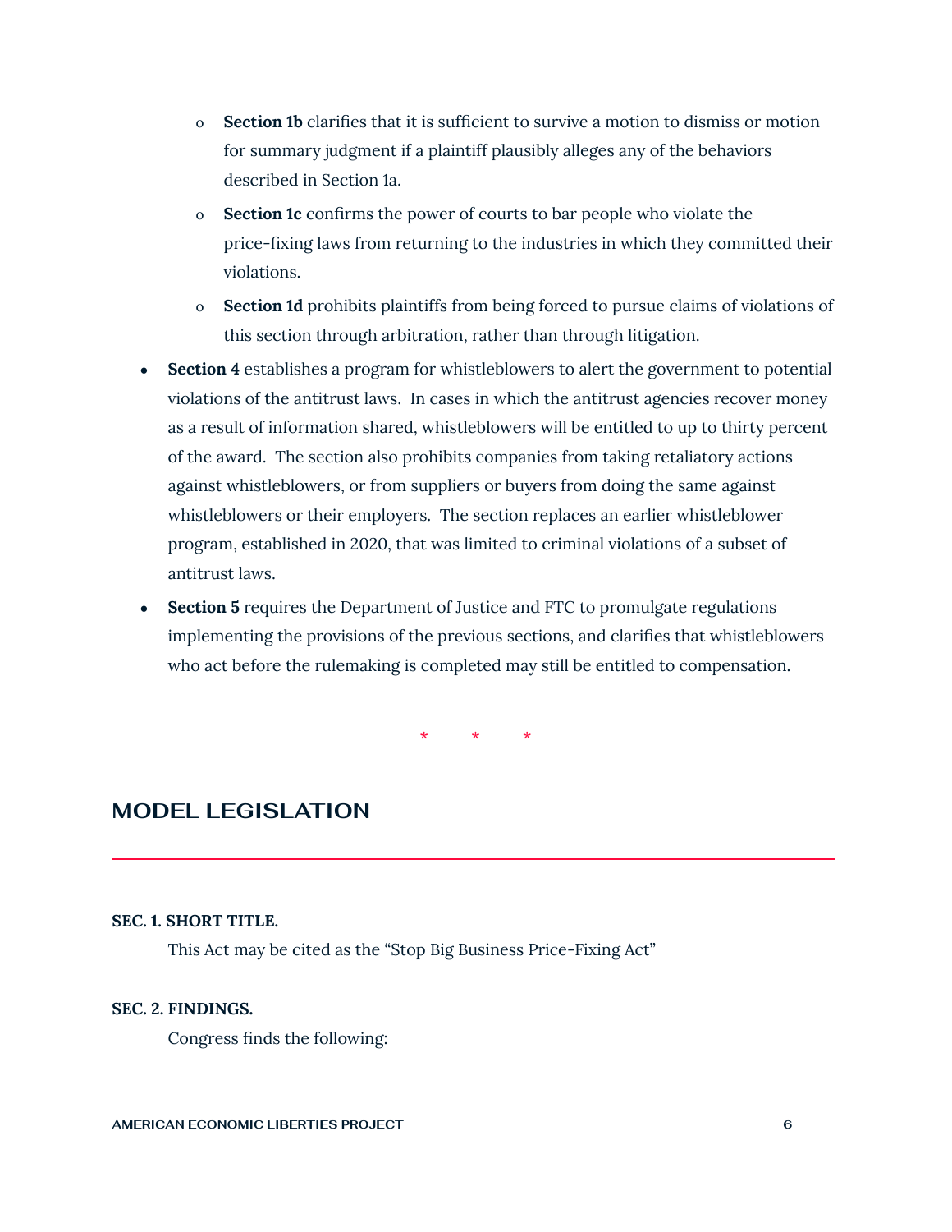- **Section 1b** clarifies that it is sufficient to survive a motion to dismiss or motion for summary judgment if a plaintiff plausibly alleges any of the behaviors described in Section 1a.
  - **Section 1c** confirms the power of courts to bar people who violate the price-fixing laws from returning to the industries in which they committed their violations.
  - **Section 1d** prohibits plaintiffs from being forced to pursue claims of violations of this section through arbitration, rather than through litigation.
- **Section 4** establishes a program for whistleblowers to alert the government to potential violations of the antitrust laws. In cases in which the antitrust agencies recover money as a result of information shared, whistleblowers will be entitled to up to thirty percent of the award. The section also prohibits companies from taking retaliatory actions against whistleblowers, or from suppliers or buyers from doing the same against whistleblowers or their employers. The section replaces an earlier whistleblower program, established in 2020, that was limited to criminal violations of a subset of antitrust laws.
- **Section 5** requires the Department of Justice and FTC to promulgate regulations implementing the provisions of the previous sections, and clarifies that whistleblowers who act before the rulemaking is completed may still be entitled to compensation.

\*　　\*　　\*

## MODEL LEGISLATION

**SEC. 1. SHORT TITLE.**

This Act may be cited as the "Stop Big Business Price-Fixing Act"

**SEC. 2. FINDINGS.**

Congress finds the following: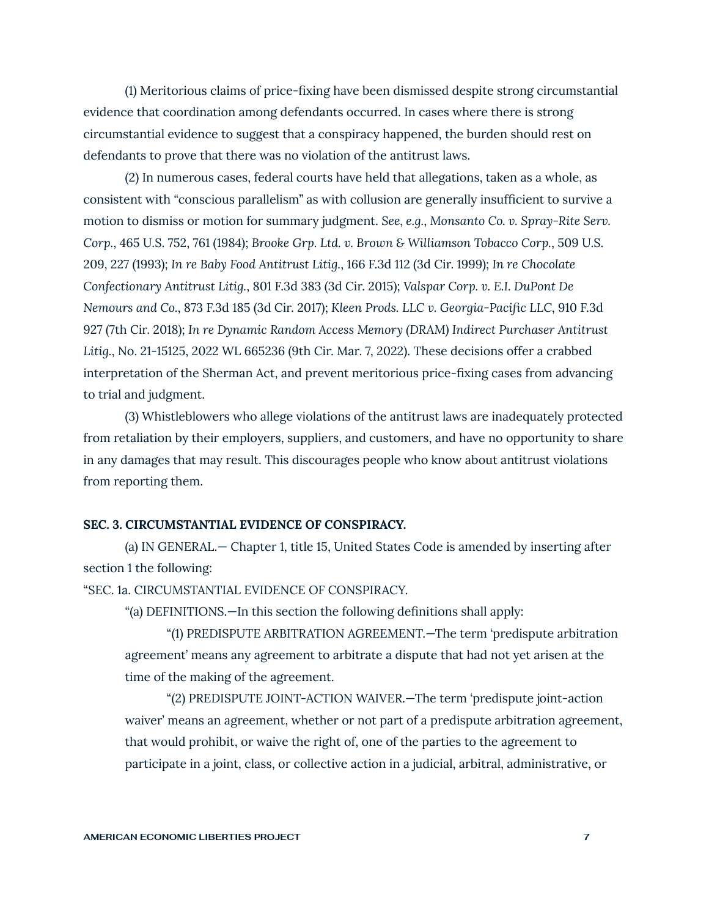(1) Meritorious claims of price-fixing have been dismissed despite strong circumstantial evidence that coordination among defendants occurred. In cases where there is strong circumstantial evidence to suggest that a conspiracy happened, the burden should rest on defendants to prove that there was no violation of the antitrust laws.

(2) In numerous cases, federal courts have held that allegations, taken as a whole, as consistent with "conscious parallelism" as with collusion are generally insufficient to survive a motion to dismiss or motion for summary judgment. *See, e.g.*, *Monsanto Co. v. Spray-Rite Serv. Corp.*, 465 U.S. 752, 761 (1984); *Brooke Grp. Ltd. v. Brown & Williamson Tobacco Corp.*, 509 U.S. 209, 227 (1993); *In re Baby Food Antitrust Litig.*, 166 F.3d 112 (3d Cir. 1999); *In re Chocolate Confectionary Antitrust Litig.*, 801 F.3d 383 (3d Cir. 2015); *Valspar Corp. v. E.I. DuPont De Nemours and Co.*, 873 F.3d 185 (3d Cir. 2017); *Kleen Prods. LLC v. Georgia-Pacific LLC*, 910 F.3d 927 (7th Cir. 2018); *In re Dynamic Random Access Memory (DRAM) Indirect Purchaser Antitrust Litig.*, No. 21-15125, 2022 WL 665236 (9th Cir. Mar. 7, 2022). These decisions offer a crabbed interpretation of the Sherman Act, and prevent meritorious price-fixing cases from advancing to trial and judgment.

(3) Whistleblowers who allege violations of the antitrust laws are inadequately protected from retaliation by their employers, suppliers, and customers, and have no opportunity to share in any damages that may result. This discourages people who know about antitrust violations from reporting them.

**SEC. 3. CIRCUMSTANTIAL EVIDENCE OF CONSPIRACY.**

(a) IN GENERAL.— Chapter 1, title 15, United States Code is amended by inserting after section 1 the following:

"SEC. 1a. CIRCUMSTANTIAL EVIDENCE OF CONSPIRACY.

"(a) DEFINITIONS.—In this section the following definitions shall apply:

"(1) PREDISPUTE ARBITRATION AGREEMENT.—The term 'predispute arbitration agreement' means any agreement to arbitrate a dispute that had not yet arisen at the time of the making of the agreement.

"(2) PREDISPUTE JOINT-ACTION WAIVER.—The term 'predispute joint-action waiver' means an agreement, whether or not part of a predispute arbitration agreement, that would prohibit, or waive the right of, one of the parties to the agreement to participate in a joint, class, or collective action in a judicial, arbitral, administrative, or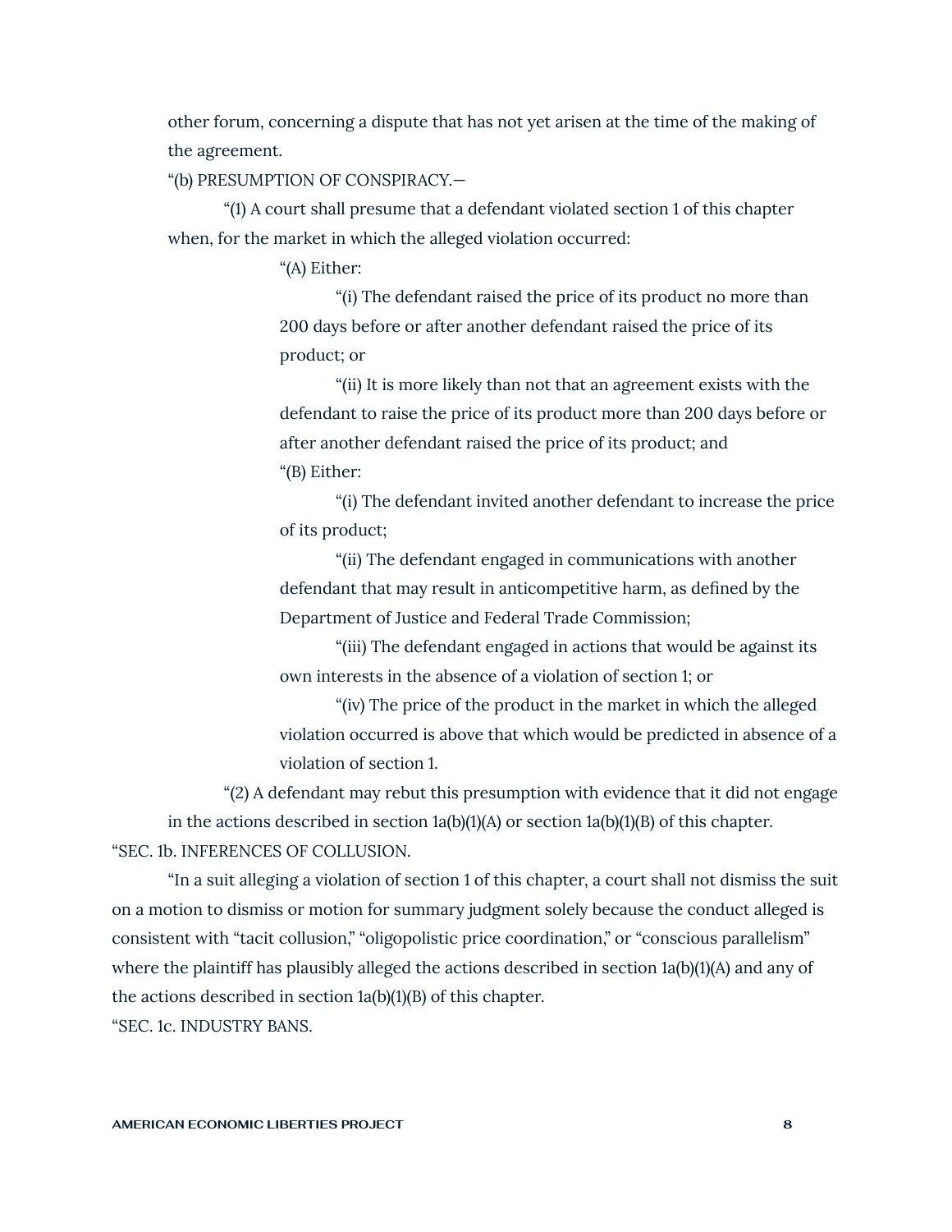other forum, concerning a dispute that has not yet arisen at the time of the making of the agreement.

"(b) PRESUMPTION OF CONSPIRACY.—

"(1) A court shall presume that a defendant violated section 1 of this chapter when, for the market in which the alleged violation occurred:

"(A) Either:

"(i) The defendant raised the price of its product no more than 200 days before or after another defendant raised the price of its product; or

"(ii) It is more likely than not that an agreement exists with the defendant to raise the price of its product more than 200 days before or after another defendant raised the price of its product; and

"(B) Either:

"(i) The defendant invited another defendant to increase the price of its product;

"(ii) The defendant engaged in communications with another defendant that may result in anticompetitive harm, as defined by the Department of Justice and Federal Trade Commission;

"(iii) The defendant engaged in actions that would be against its own interests in the absence of a violation of section 1; or

"(iv) The price of the product in the market in which the alleged violation occurred is above that which would be predicted in absence of a violation of section 1.

"(2) A defendant may rebut this presumption with evidence that it did not engage in the actions described in section 1a(b)(1)(A) or section 1a(b)(1)(B) of this chapter.

"SEC. 1b. INFERENCES OF COLLUSION.

"In a suit alleging a violation of section 1 of this chapter, a court shall not dismiss the suit on a motion to dismiss or motion for summary judgment solely because the conduct alleged is consistent with "tacit collusion," "oligopolistic price coordination," or "conscious parallelism" where the plaintiff has plausibly alleged the actions described in section 1a(b)(1)(A) and any of the actions described in section 1a(b)(1)(B) of this chapter.

"SEC. 1c. INDUSTRY BANS.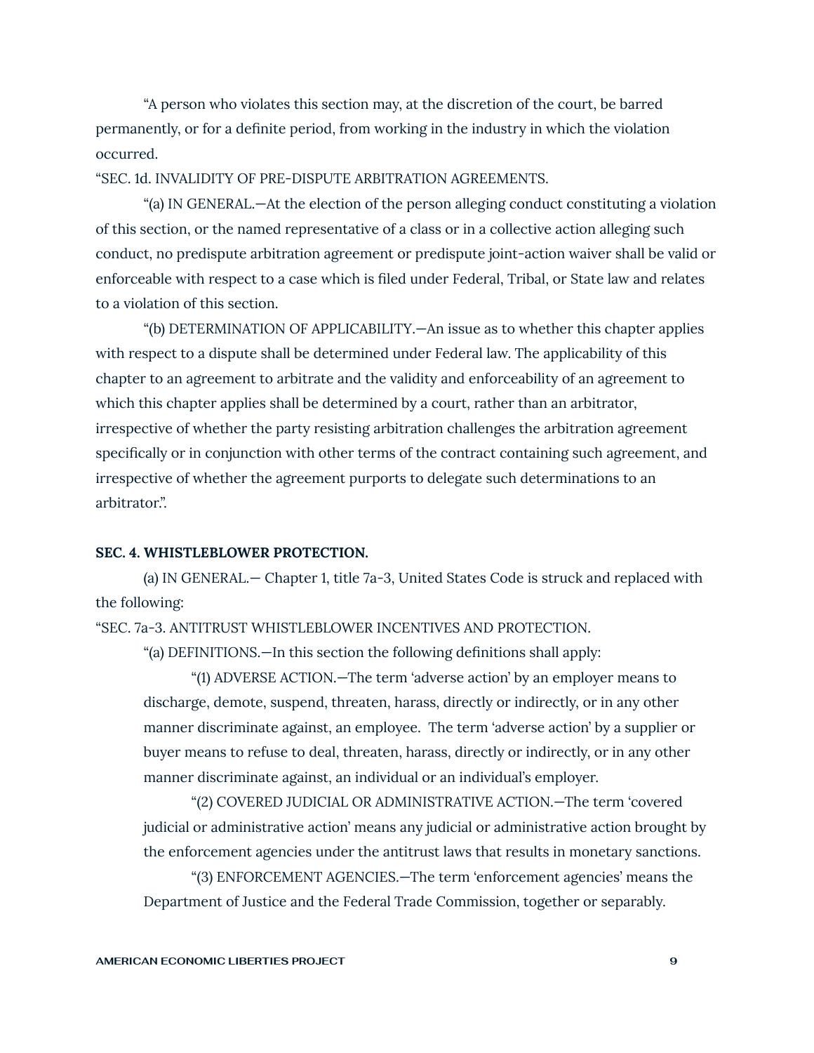"A person who violates this section may, at the discretion of the court, be barred permanently, or for a definite period, from working in the industry in which the violation occurred.

"SEC. 1d. INVALIDITY OF PRE-DISPUTE ARBITRATION AGREEMENTS.

"(a) IN GENERAL.—At the election of the person alleging conduct constituting a violation of this section, or the named representative of a class or in a collective action alleging such conduct, no predispute arbitration agreement or predispute joint-action waiver shall be valid or enforceable with respect to a case which is filed under Federal, Tribal, or State law and relates to a violation of this section.

"(b) DETERMINATION OF APPLICABILITY.—An issue as to whether this chapter applies with respect to a dispute shall be determined under Federal law. The applicability of this chapter to an agreement to arbitrate and the validity and enforceability of an agreement to which this chapter applies shall be determined by a court, rather than an arbitrator, irrespective of whether the party resisting arbitration challenges the arbitration agreement specifically or in conjunction with other terms of the contract containing such agreement, and irrespective of whether the agreement purports to delegate such determinations to an arbitrator.".

**SEC. 4. WHISTLEBLOWER PROTECTION.**

(a) IN GENERAL.— Chapter 1, title 7a-3, United States Code is struck and replaced with the following:

"SEC. 7a-3. ANTITRUST WHISTLEBLOWER INCENTIVES AND PROTECTION.

"(a) DEFINITIONS.—In this section the following definitions shall apply:

"(1) ADVERSE ACTION.—The term 'adverse action' by an employer means to discharge, demote, suspend, threaten, harass, directly or indirectly, or in any other manner discriminate against, an employee. The term 'adverse action' by a supplier or buyer means to refuse to deal, threaten, harass, directly or indirectly, or in any other manner discriminate against, an individual or an individual's employer.

"(2) COVERED JUDICIAL OR ADMINISTRATIVE ACTION.—The term 'covered judicial or administrative action' means any judicial or administrative action brought by the enforcement agencies under the antitrust laws that results in monetary sanctions.

"(3) ENFORCEMENT AGENCIES.—The term 'enforcement agencies' means the Department of Justice and the Federal Trade Commission, together or separably.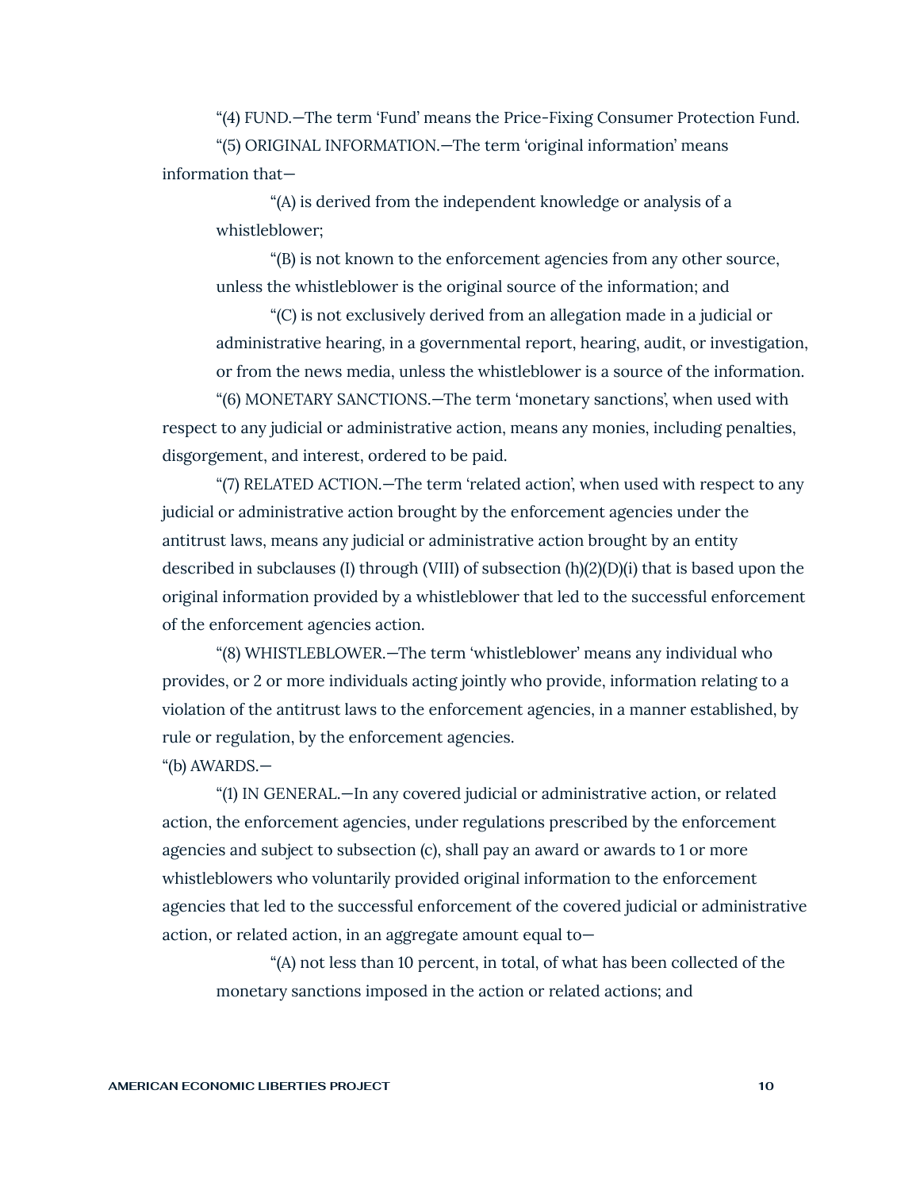"(4) FUND.—The term 'Fund' means the Price-Fixing Consumer Protection Fund.

"(5) ORIGINAL INFORMATION.—The term 'original information' means information that—

"(A) is derived from the independent knowledge or analysis of a whistleblower;

"(B) is not known to the enforcement agencies from any other source, unless the whistleblower is the original source of the information; and

"(C) is not exclusively derived from an allegation made in a judicial or administrative hearing, in a governmental report, hearing, audit, or investigation, or from the news media, unless the whistleblower is a source of the information.

"(6) MONETARY SANCTIONS.—The term 'monetary sanctions', when used with respect to any judicial or administrative action, means any monies, including penalties, disgorgement, and interest, ordered to be paid.

"(7) RELATED ACTION.—The term 'related action', when used with respect to any judicial or administrative action brought by the enforcement agencies under the antitrust laws, means any judicial or administrative action brought by an entity described in subclauses (I) through (VIII) of subsection (h)(2)(D)(i) that is based upon the original information provided by a whistleblower that led to the successful enforcement of the enforcement agencies action.

"(8) WHISTLEBLOWER.—The term 'whistleblower' means any individual who provides, or 2 or more individuals acting jointly who provide, information relating to a violation of the antitrust laws to the enforcement agencies, in a manner established, by rule or regulation, by the enforcement agencies.

"(b) AWARDS.—

"(1) IN GENERAL.—In any covered judicial or administrative action, or related action, the enforcement agencies, under regulations prescribed by the enforcement agencies and subject to subsection (c), shall pay an award or awards to 1 or more whistleblowers who voluntarily provided original information to the enforcement agencies that led to the successful enforcement of the covered judicial or administrative action, or related action, in an aggregate amount equal to—

"(A) not less than 10 percent, in total, of what has been collected of the monetary sanctions imposed in the action or related actions; and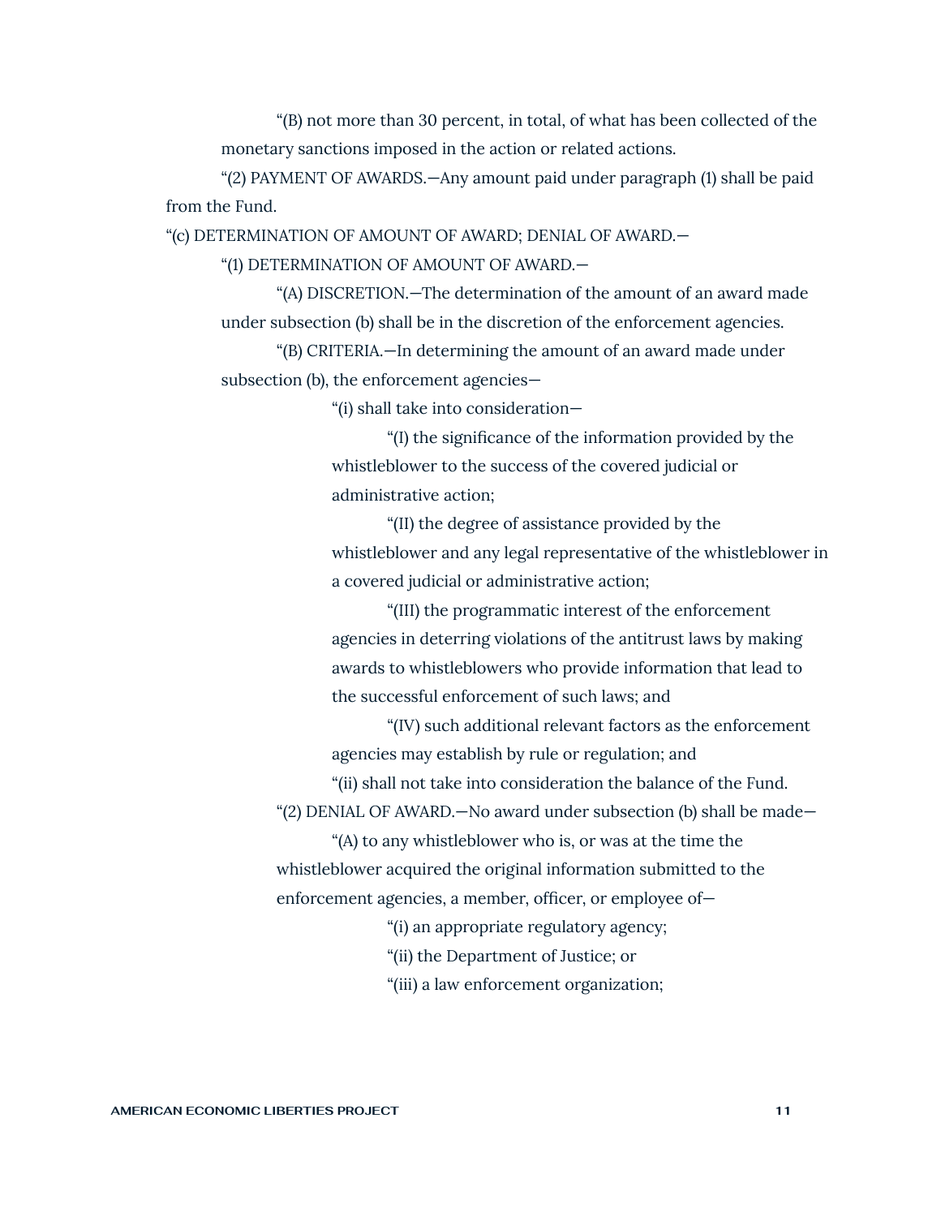"(B) not more than 30 percent, in total, of what has been collected of the monetary sanctions imposed in the action or related actions.

"(2) PAYMENT OF AWARDS.—Any amount paid under paragraph (1) shall be paid from the Fund.

"(c) DETERMINATION OF AMOUNT OF AWARD; DENIAL OF AWARD.—

"(1) DETERMINATION OF AMOUNT OF AWARD.—

"(A) DISCRETION.—The determination of the amount of an award made under subsection (b) shall be in the discretion of the enforcement agencies.

"(B) CRITERIA.—In determining the amount of an award made under subsection (b), the enforcement agencies—

"(i) shall take into consideration—

"(I) the significance of the information provided by the whistleblower to the success of the covered judicial or administrative action;

"(II) the degree of assistance provided by the whistleblower and any legal representative of the whistleblower in a covered judicial or administrative action;

"(III) the programmatic interest of the enforcement agencies in deterring violations of the antitrust laws by making awards to whistleblowers who provide information that lead to the successful enforcement of such laws; and

"(IV) such additional relevant factors as the enforcement agencies may establish by rule or regulation; and

"(ii) shall not take into consideration the balance of the Fund.

"(2) DENIAL OF AWARD.—No award under subsection (b) shall be made—

"(A) to any whistleblower who is, or was at the time the whistleblower acquired the original information submitted to the enforcement agencies, a member, officer, or employee of—

"(i) an appropriate regulatory agency;

"(ii) the Department of Justice; or

"(iii) a law enforcement organization;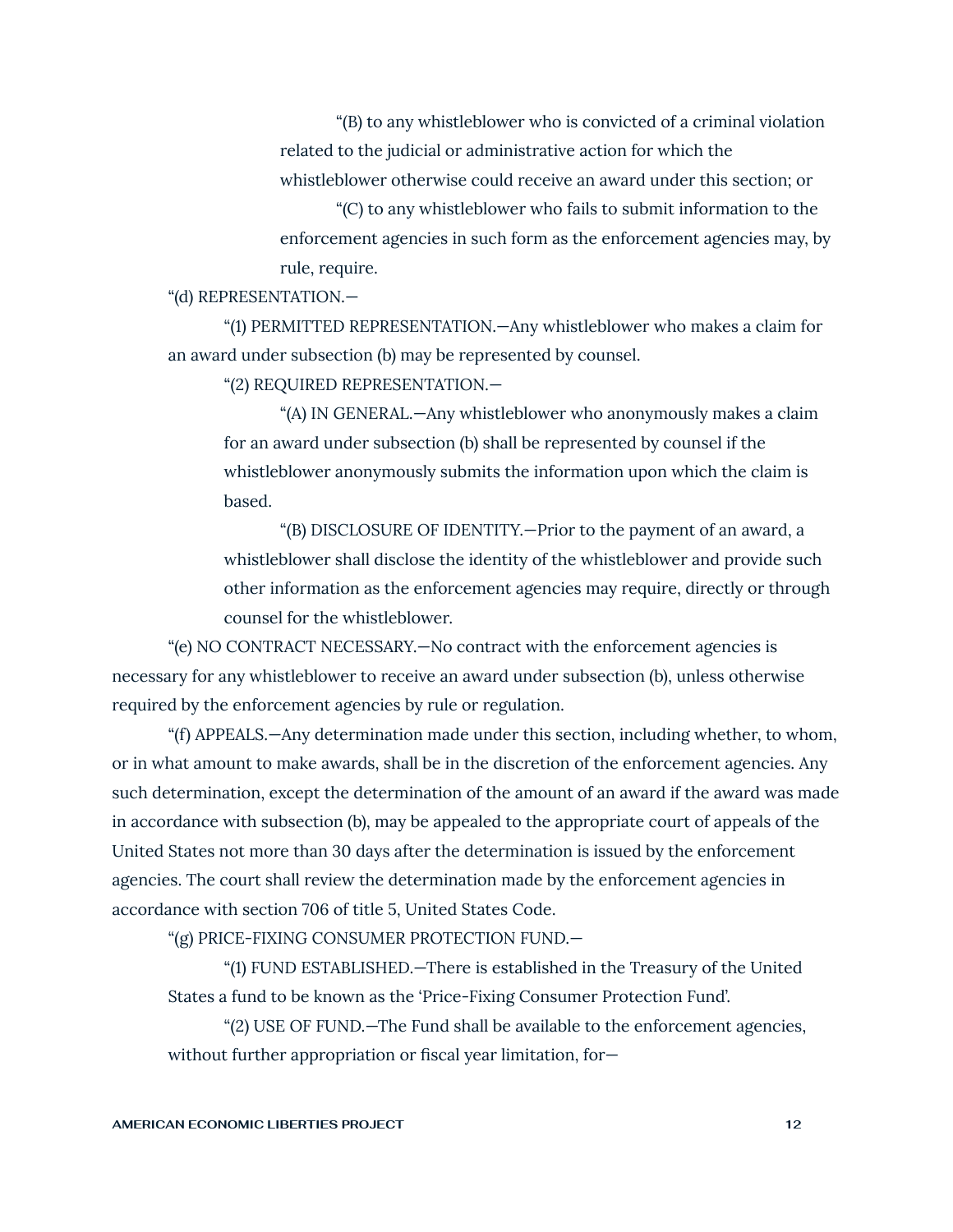"(B) to any whistleblower who is convicted of a criminal violation related to the judicial or administrative action for which the whistleblower otherwise could receive an award under this section; or

"(C) to any whistleblower who fails to submit information to the enforcement agencies in such form as the enforcement agencies may, by rule, require.

"(d) REPRESENTATION.—

"(1) PERMITTED REPRESENTATION.—Any whistleblower who makes a claim for an award under subsection (b) may be represented by counsel.

"(2) REQUIRED REPRESENTATION.—

"(A) IN GENERAL.—Any whistleblower who anonymously makes a claim for an award under subsection (b) shall be represented by counsel if the whistleblower anonymously submits the information upon which the claim is based.

"(B) DISCLOSURE OF IDENTITY.—Prior to the payment of an award, a whistleblower shall disclose the identity of the whistleblower and provide such other information as the enforcement agencies may require, directly or through counsel for the whistleblower.

"(e) NO CONTRACT NECESSARY.—No contract with the enforcement agencies is necessary for any whistleblower to receive an award under subsection (b), unless otherwise required by the enforcement agencies by rule or regulation.

"(f) APPEALS.—Any determination made under this section, including whether, to whom, or in what amount to make awards, shall be in the discretion of the enforcement agencies. Any such determination, except the determination of the amount of an award if the award was made in accordance with subsection (b), may be appealed to the appropriate court of appeals of the United States not more than 30 days after the determination is issued by the enforcement agencies. The court shall review the determination made by the enforcement agencies in accordance with section 706 of title 5, United States Code.

"(g) PRICE-FIXING CONSUMER PROTECTION FUND.—

"(1) FUND ESTABLISHED.—There is established in the Treasury of the United States a fund to be known as the 'Price-Fixing Consumer Protection Fund'.

"(2) USE OF FUND.—The Fund shall be available to the enforcement agencies, without further appropriation or fiscal year limitation, for—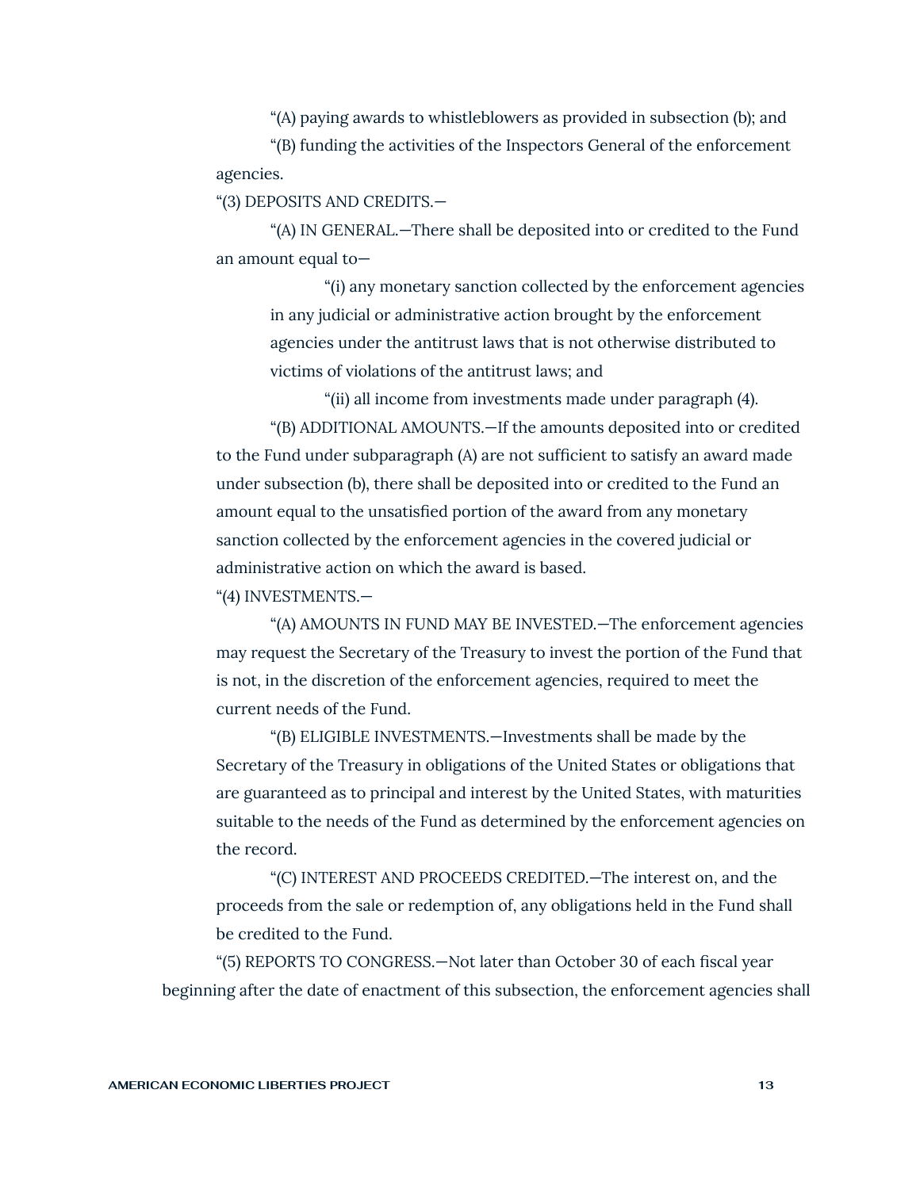“(A) paying awards to whistleblowers as provided in subsection (b); and

“(B) funding the activities of the Inspectors General of the enforcement agencies.

“(3) DEPOSITS AND CREDITS.—

“(A) IN GENERAL.—There shall be deposited into or credited to the Fund an amount equal to—

“(i) any monetary sanction collected by the enforcement agencies in any judicial or administrative action brought by the enforcement agencies under the antitrust laws that is not otherwise distributed to victims of violations of the antitrust laws; and

“(ii) all income from investments made under paragraph (4).

“(B) ADDITIONAL AMOUNTS.—If the amounts deposited into or credited to the Fund under subparagraph (A) are not sufficient to satisfy an award made under subsection (b), there shall be deposited into or credited to the Fund an amount equal to the unsatisfied portion of the award from any monetary sanction collected by the enforcement agencies in the covered judicial or administrative action on which the award is based.

“(4) INVESTMENTS.—

“(A) AMOUNTS IN FUND MAY BE INVESTED.—The enforcement agencies may request the Secretary of the Treasury to invest the portion of the Fund that is not, in the discretion of the enforcement agencies, required to meet the current needs of the Fund.

“(B) ELIGIBLE INVESTMENTS.—Investments shall be made by the Secretary of the Treasury in obligations of the United States or obligations that are guaranteed as to principal and interest by the United States, with maturities suitable to the needs of the Fund as determined by the enforcement agencies on the record.

“(C) INTEREST AND PROCEEDS CREDITED.—The interest on, and the proceeds from the sale or redemption of, any obligations held in the Fund shall be credited to the Fund.

“(5) REPORTS TO CONGRESS.—Not later than October 30 of each fiscal year beginning after the date of enactment of this subsection, the enforcement agencies shall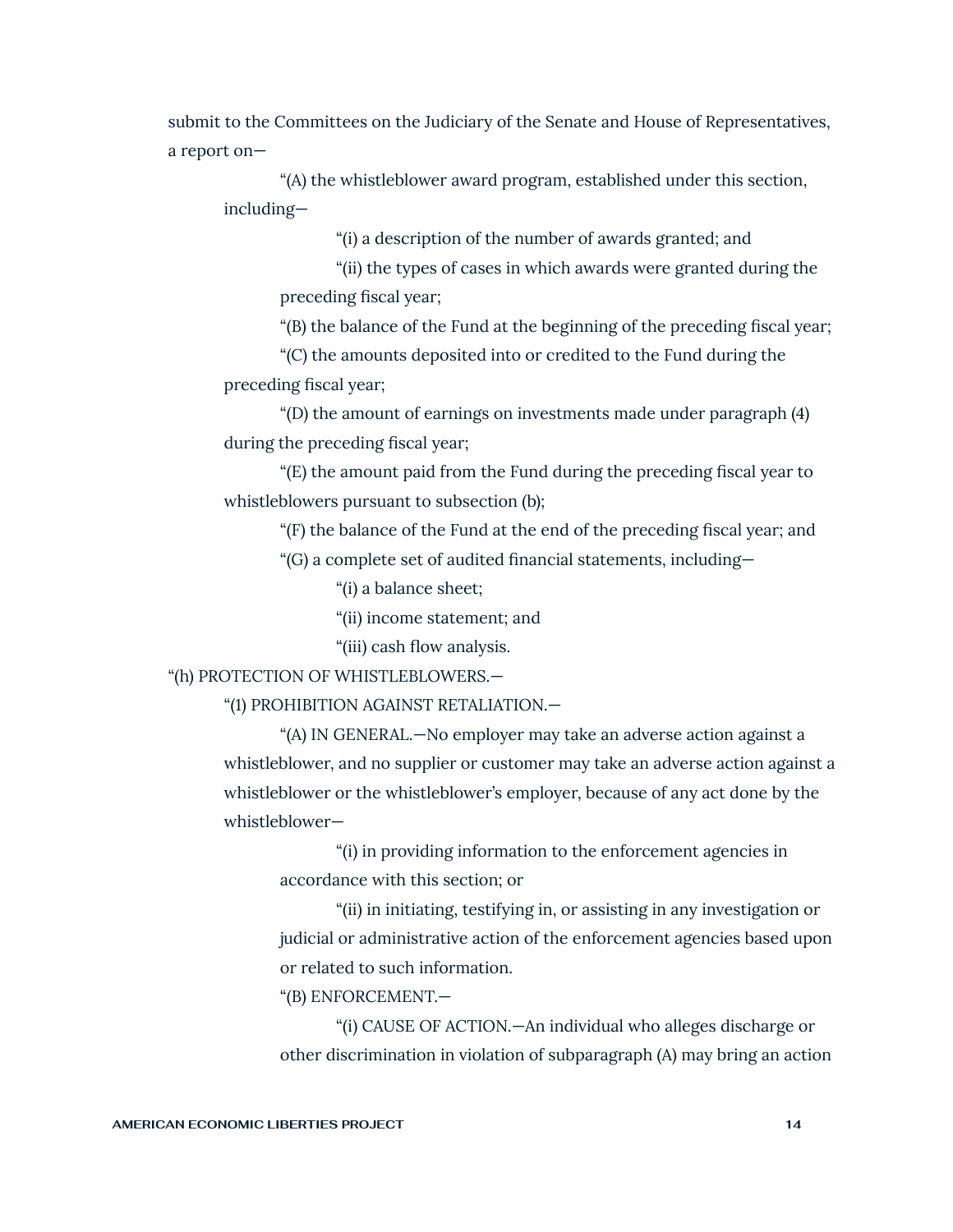submit to the Committees on the Judiciary of the Senate and House of Representatives, a report on—

"(A) the whistleblower award program, established under this section, including—

"(i) a description of the number of awards granted; and

"(ii) the types of cases in which awards were granted during the preceding fiscal year;

"(B) the balance of the Fund at the beginning of the preceding fiscal year;

"(C) the amounts deposited into or credited to the Fund during the preceding fiscal year;

"(D) the amount of earnings on investments made under paragraph (4) during the preceding fiscal year;

"(E) the amount paid from the Fund during the preceding fiscal year to whistleblowers pursuant to subsection (b);

"(F) the balance of the Fund at the end of the preceding fiscal year; and

"(G) a complete set of audited financial statements, including—

"(i) a balance sheet;

"(ii) income statement; and

"(iii) cash flow analysis.

"(h) PROTECTION OF WHISTLEBLOWERS.—

"(1) PROHIBITION AGAINST RETALIATION.—

"(A) IN GENERAL.—No employer may take an adverse action against a whistleblower, and no supplier or customer may take an adverse action against a whistleblower or the whistleblower's employer, because of any act done by the whistleblower—

"(i) in providing information to the enforcement agencies in accordance with this section; or

"(ii) in initiating, testifying in, or assisting in any investigation or judicial or administrative action of the enforcement agencies based upon or related to such information.

"(B) ENFORCEMENT.—

"(i) CAUSE OF ACTION.—An individual who alleges discharge or other discrimination in violation of subparagraph (A) may bring an action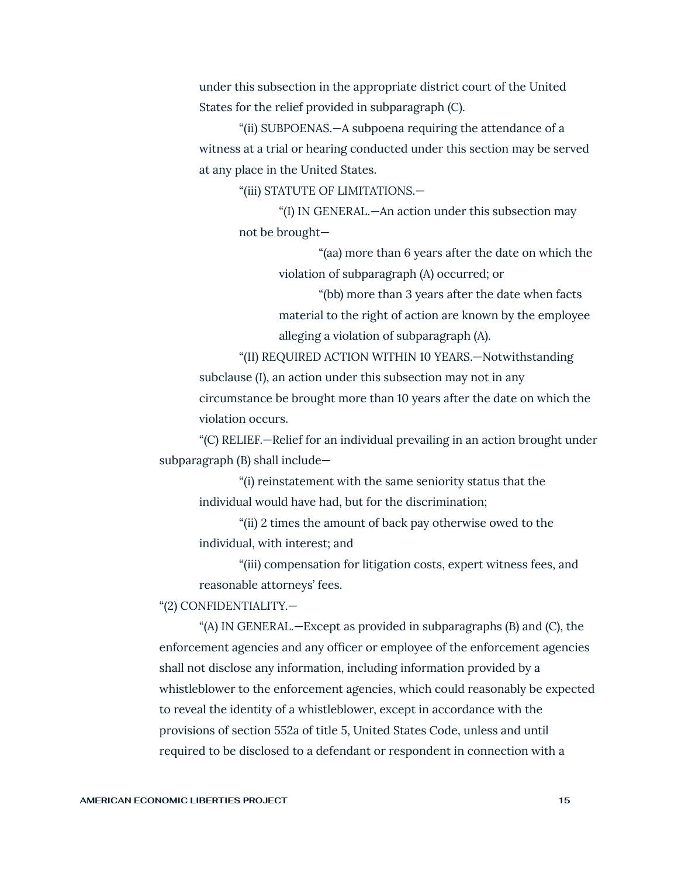under this subsection in the appropriate district court of the United States for the relief provided in subparagraph (C).

"(ii) SUBPOENAS.—A subpoena requiring the attendance of a witness at a trial or hearing conducted under this section may be served at any place in the United States.

"(iii) STATUTE OF LIMITATIONS.—

"(I) IN GENERAL.—An action under this subsection may not be brought—

"(aa) more than 6 years after the date on which the violation of subparagraph (A) occurred; or

"(bb) more than 3 years after the date when facts material to the right of action are known by the employee alleging a violation of subparagraph (A).

"(II) REQUIRED ACTION WITHIN 10 YEARS.—Notwithstanding subclause (I), an action under this subsection may not in any circumstance be brought more than 10 years after the date on which the violation occurs.

"(C) RELIEF.—Relief for an individual prevailing in an action brought under subparagraph (B) shall include—

"(i) reinstatement with the same seniority status that the individual would have had, but for the discrimination;

"(ii) 2 times the amount of back pay otherwise owed to the individual, with interest; and

"(iii) compensation for litigation costs, expert witness fees, and reasonable attorneys' fees.

"(2) CONFIDENTIALITY.—

"(A) IN GENERAL.—Except as provided in subparagraphs (B) and (C), the enforcement agencies and any officer or employee of the enforcement agencies shall not disclose any information, including information provided by a whistleblower to the enforcement agencies, which could reasonably be expected to reveal the identity of a whistleblower, except in accordance with the provisions of section 552a of title 5, United States Code, unless and until required to be disclosed to a defendant or respondent in connection with a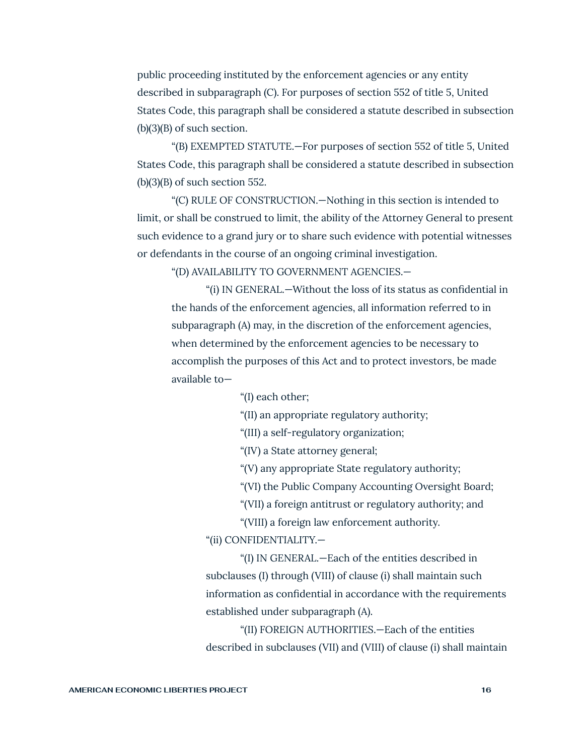public proceeding instituted by the enforcement agencies or any entity described in subparagraph (C). For purposes of section 552 of title 5, United States Code, this paragraph shall be considered a statute described in subsection (b)(3)(B) of such section.

"(B) EXEMPTED STATUTE.—For purposes of section 552 of title 5, United States Code, this paragraph shall be considered a statute described in subsection (b)(3)(B) of such section 552.

"(C) RULE OF CONSTRUCTION.—Nothing in this section is intended to limit, or shall be construed to limit, the ability of the Attorney General to present such evidence to a grand jury or to share such evidence with potential witnesses or defendants in the course of an ongoing criminal investigation.

"(D) AVAILABILITY TO GOVERNMENT AGENCIES.—

"(i) IN GENERAL.—Without the loss of its status as confidential in the hands of the enforcement agencies, all information referred to in subparagraph (A) may, in the discretion of the enforcement agencies, when determined by the enforcement agencies to be necessary to accomplish the purposes of this Act and to protect investors, be made available to—

"(I) each other;

"(II) an appropriate regulatory authority;

"(III) a self-regulatory organization;

"(IV) a State attorney general;

"(V) any appropriate State regulatory authority;

"(VI) the Public Company Accounting Oversight Board;

"(VII) a foreign antitrust or regulatory authority; and

"(VIII) a foreign law enforcement authority.

"(ii) CONFIDENTIALITY.—

"(I) IN GENERAL.—Each of the entities described in subclauses (I) through (VIII) of clause (i) shall maintain such information as confidential in accordance with the requirements established under subparagraph (A).

"(II) FOREIGN AUTHORITIES.—Each of the entities described in subclauses (VII) and (VIII) of clause (i) shall maintain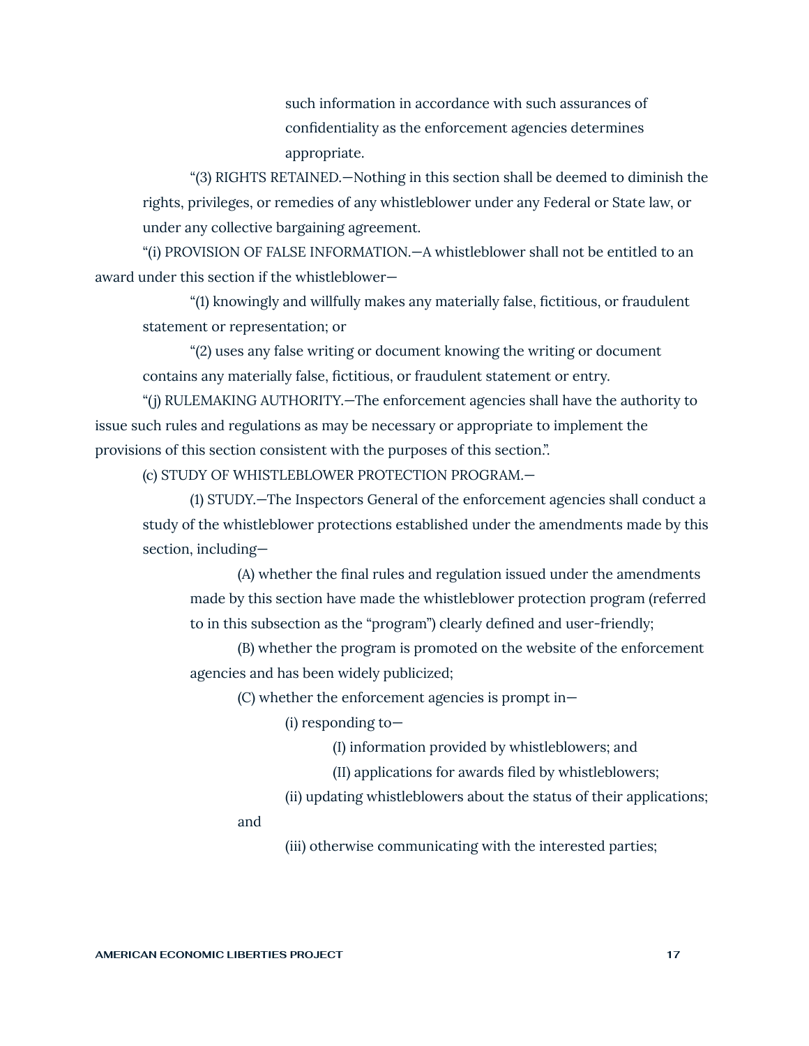such information in accordance with such assurances of confidentiality as the enforcement agencies determines appropriate.

"(3) RIGHTS RETAINED.—Nothing in this section shall be deemed to diminish the rights, privileges, or remedies of any whistleblower under any Federal or State law, or under any collective bargaining agreement.

"(i) PROVISION OF FALSE INFORMATION.—A whistleblower shall not be entitled to an award under this section if the whistleblower—

"(1) knowingly and willfully makes any materially false, fictitious, or fraudulent statement or representation; or

"(2) uses any false writing or document knowing the writing or document contains any materially false, fictitious, or fraudulent statement or entry.

"(j) RULEMAKING AUTHORITY.—The enforcement agencies shall have the authority to issue such rules and regulations as may be necessary or appropriate to implement the provisions of this section consistent with the purposes of this section.".

(c) STUDY OF WHISTLEBLOWER PROTECTION PROGRAM.—

(1) STUDY.—The Inspectors General of the enforcement agencies shall conduct a study of the whistleblower protections established under the amendments made by this section, including—

(A) whether the final rules and regulation issued under the amendments made by this section have made the whistleblower protection program (referred to in this subsection as the "program") clearly defined and user-friendly;

(B) whether the program is promoted on the website of the enforcement agencies and has been widely publicized;

(C) whether the enforcement agencies is prompt in—

(i) responding to—

(I) information provided by whistleblowers; and

(II) applications for awards filed by whistleblowers;

(ii) updating whistleblowers about the status of their applications; and

(iii) otherwise communicating with the interested parties;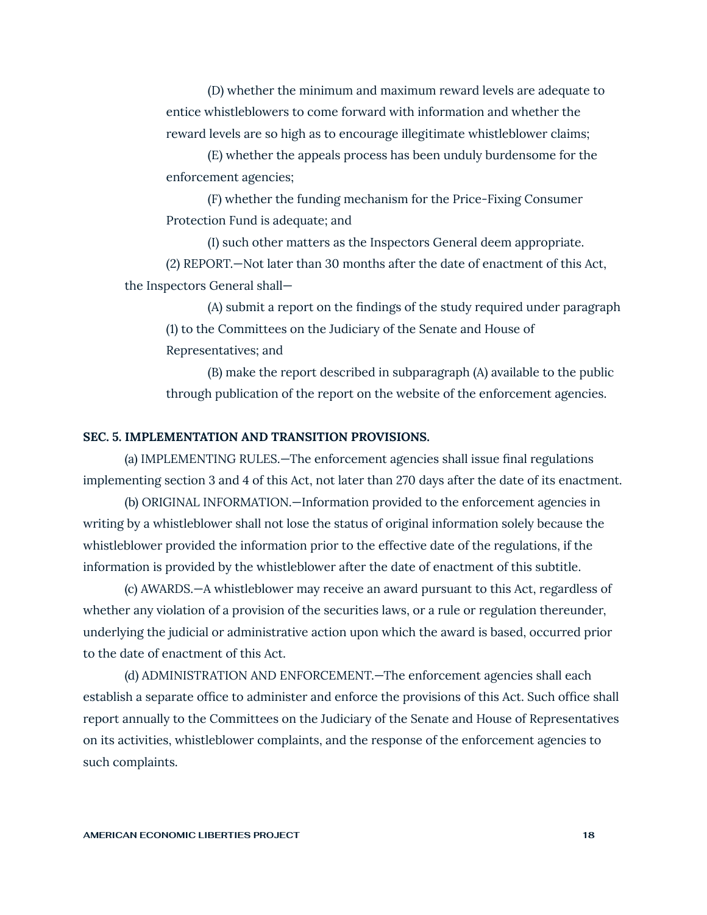(D) whether the minimum and maximum reward levels are adequate to entice whistleblowers to come forward with information and whether the reward levels are so high as to encourage illegitimate whistleblower claims;

(E) whether the appeals process has been unduly burdensome for the enforcement agencies;

(F) whether the funding mechanism for the Price-Fixing Consumer Protection Fund is adequate; and

(I) such other matters as the Inspectors General deem appropriate.

(2) REPORT.—Not later than 30 months after the date of enactment of this Act, the Inspectors General shall—

(A) submit a report on the findings of the study required under paragraph (1) to the Committees on the Judiciary of the Senate and House of Representatives; and

(B) make the report described in subparagraph (A) available to the public through publication of the report on the website of the enforcement agencies.

**SEC. 5. IMPLEMENTATION AND TRANSITION PROVISIONS.**

(a) IMPLEMENTING RULES.—The enforcement agencies shall issue final regulations implementing section 3 and 4 of this Act, not later than 270 days after the date of its enactment.

(b) ORIGINAL INFORMATION.—Information provided to the enforcement agencies in writing by a whistleblower shall not lose the status of original information solely because the whistleblower provided the information prior to the effective date of the regulations, if the information is provided by the whistleblower after the date of enactment of this subtitle.

(c) AWARDS.—A whistleblower may receive an award pursuant to this Act, regardless of whether any violation of a provision of the securities laws, or a rule or regulation thereunder, underlying the judicial or administrative action upon which the award is based, occurred prior to the date of enactment of this Act.

(d) ADMINISTRATION AND ENFORCEMENT.—The enforcement agencies shall each establish a separate office to administer and enforce the provisions of this Act. Such office shall report annually to the Committees on the Judiciary of the Senate and House of Representatives on its activities, whistleblower complaints, and the response of the enforcement agencies to such complaints.